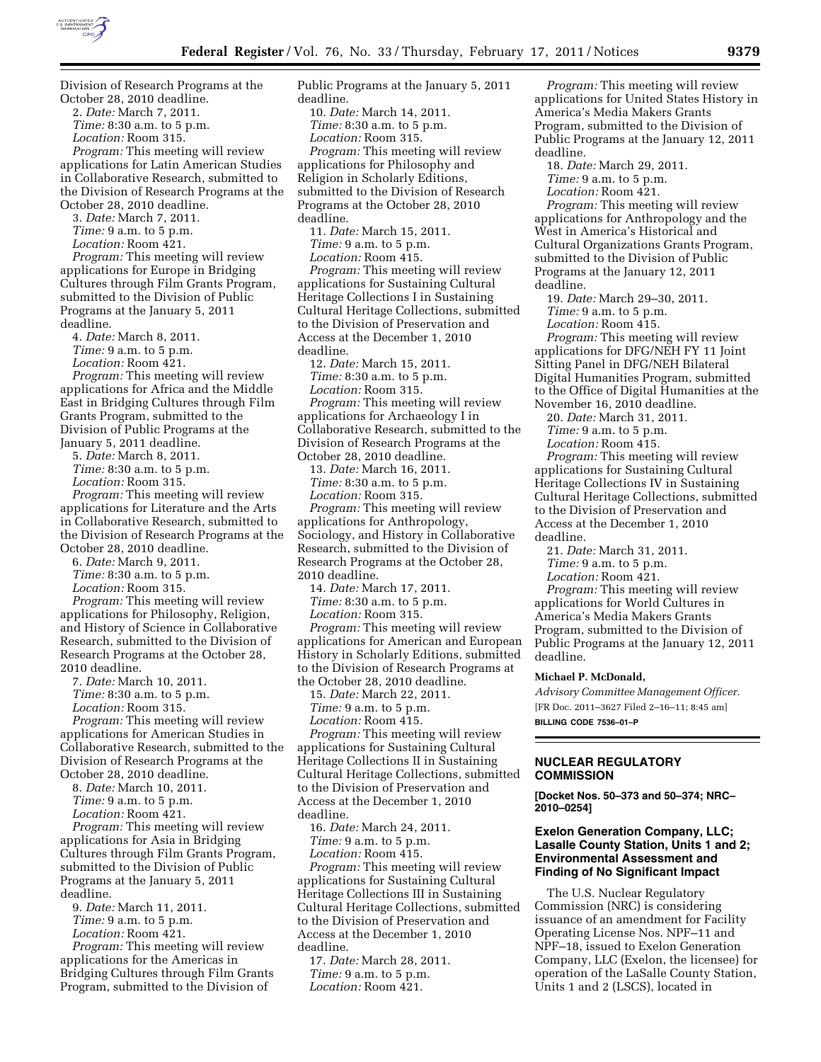Division of Research Programs at the October 28, 2010 deadline.

2. *Date:* March 7, 2011.
*Time:* 8:30 a.m. to 5 p.m.
*Location:* Room 315.
*Program:* This meeting will review applications for Latin American Studies in Collaborative Research, submitted to the Division of Research Programs at the October 28, 2010 deadline.

3. *Date:* March 7, 2011.
*Time:* 9 a.m. to 5 p.m.
*Location:* Room 421.
*Program:* This meeting will review applications for Europe in Bridging Cultures through Film Grants Program, submitted to the Division of Public Programs at the January 5, 2011 deadline.

4. *Date:* March 8, 2011.
*Time:* 9 a.m. to 5 p.m.
*Location:* Room 421.
*Program:* This meeting will review applications for Africa and the Middle East in Bridging Cultures through Film Grants Program, submitted to the Division of Public Programs at the January 5, 2011 deadline.

5. *Date:* March 8, 2011.
*Time:* 8:30 a.m. to 5 p.m.
*Location:* Room 315.
*Program:* This meeting will review applications for Literature and the Arts in Collaborative Research, submitted to the Division of Research Programs at the October 28, 2010 deadline.

6. *Date:* March 9, 2011.
*Time:* 8:30 a.m. to 5 p.m.
*Location:* Room 315.
*Program:* This meeting will review applications for Philosophy, Religion, and History of Science in Collaborative Research, submitted to the Division of Research Programs at the October 28, 2010 deadline.

7. *Date:* March 10, 2011.
*Time:* 8:30 a.m. to 5 p.m.
*Location:* Room 315.
*Program:* This meeting will review applications for American Studies in Collaborative Research, submitted to the Division of Research Programs at the October 28, 2010 deadline.

8. *Date:* March 10, 2011.
*Time:* 9 a.m. to 5 p.m.
*Location:* Room 421.
*Program:* This meeting will review applications for Asia in Bridging Cultures through Film Grants Program, submitted to the Division of Public Programs at the January 5, 2011 deadline.

9. *Date:* March 11, 2011.
*Time:* 9 a.m. to 5 p.m.
*Location:* Room 421.
*Program:* This meeting will review applications for the Americas in Bridging Cultures through Film Grants Program, submitted to the Division of Public Programs at the January 5, 2011 deadline.

10. *Date:* March 14, 2011.
*Time:* 8:30 a.m. to 5 p.m.
*Location:* Room 315.
*Program:* This meeting will review applications for Philosophy and Religion in Scholarly Editions, submitted to the Division of Research Programs at the October 28, 2010 deadline.

11. *Date:* March 15, 2011.
*Time:* 9 a.m. to 5 p.m.
*Location:* Room 415.
*Program:* This meeting will review applications for Sustaining Cultural Heritage Collections I in Sustaining Cultural Heritage Collections, submitted to the Division of Preservation and Access at the December 1, 2010 deadline.

12. *Date:* March 15, 2011.
*Time:* 8:30 a.m. to 5 p.m.
*Location:* Room 315.
*Program:* This meeting will review applications for Archaeology I in Collaborative Research, submitted to the Division of Research Programs at the October 28, 2010 deadline.

13. *Date:* March 16, 2011.
*Time:* 8:30 a.m. to 5 p.m.
*Location:* Room 315.
*Program:* This meeting will review applications for Anthropology, Sociology, and History in Collaborative Research, submitted to the Division of Research Programs at the October 28, 2010 deadline.

14. *Date:* March 17, 2011.
*Time:* 8:30 a.m. to 5 p.m.
*Location:* Room 315.
*Program:* This meeting will review applications for American and European History in Scholarly Editions, submitted to the Division of Research Programs at the October 28, 2010 deadline.

15. *Date:* March 22, 2011.
*Time:* 9 a.m. to 5 p.m.
*Location:* Room 415.
*Program:* This meeting will review applications for Sustaining Cultural Heritage Collections II in Sustaining Cultural Heritage Collections, submitted to the Division of Preservation and Access at the December 1, 2010 deadline.

16. *Date:* March 24, 2011.
*Time:* 9 a.m. to 5 p.m.
*Location:* Room 415.
*Program:* This meeting will review applications for Sustaining Cultural Heritage Collections III in Sustaining Cultural Heritage Collections, submitted to the Division of Preservation and Access at the December 1, 2010 deadline.

17. *Date:* March 28, 2011.
*Time:* 9 a.m. to 5 p.m.
*Location:* Room 421.
*Program:* This meeting will review applications for United States History in America's Media Makers Grants Program, submitted to the Division of Public Programs at the January 12, 2011 deadline.

18. *Date:* March 29, 2011.
*Time:* 9 a.m. to 5 p.m.
*Location:* Room 421.
*Program:* This meeting will review applications for Anthropology and the West in America's Historical and Cultural Organizations Grants Program, submitted to the Division of Public Programs at the January 12, 2011 deadline.

19. *Date:* March 29–30, 2011.
*Time:* 9 a.m. to 5 p.m.
*Location:* Room 415.
*Program:* This meeting will review applications for DFG/NEH FY 11 Joint Sitting Panel in DFG/NEH Bilateral Digital Humanities Program, submitted to the Office of Digital Humanities at the November 16, 2010 deadline.

20. *Date:* March 31, 2011.
*Time:* 9 a.m. to 5 p.m.
*Location:* Room 415.
*Program:* This meeting will review applications for Sustaining Cultural Heritage Collections IV in Sustaining Cultural Heritage Collections, submitted to the Division of Preservation and Access at the December 1, 2010 deadline.

21. *Date:* March 31, 2011.
*Time:* 9 a.m. to 5 p.m.
*Location:* Room 421.
*Program:* This meeting will review applications for World Cultures in America's Media Makers Grants Program, submitted to the Division of Public Programs at the January 12, 2011 deadline.

**Michael P. McDonald,**

*Advisory Committee Management Officer.*

[FR Doc. 2011–3627 Filed 2–16–11; 8:45 am]

**BILLING CODE 7536–01–P**

## NUCLEAR REGULATORY COMMISSION

**[Docket Nos. 50–373 and 50–374; NRC–2010–0254]**

### Exelon Generation Company, LLC; Lasalle County Station, Units 1 and 2; Environmental Assessment and Finding of No Significant Impact

The U.S. Nuclear Regulatory Commission (NRC) is considering issuance of an amendment for Facility Operating License Nos. NPF–11 and NPF–18, issued to Exelon Generation Company, LLC (Exelon, the licensee) for operation of the LaSalle County Station, Units 1 and 2 (LSCS), located in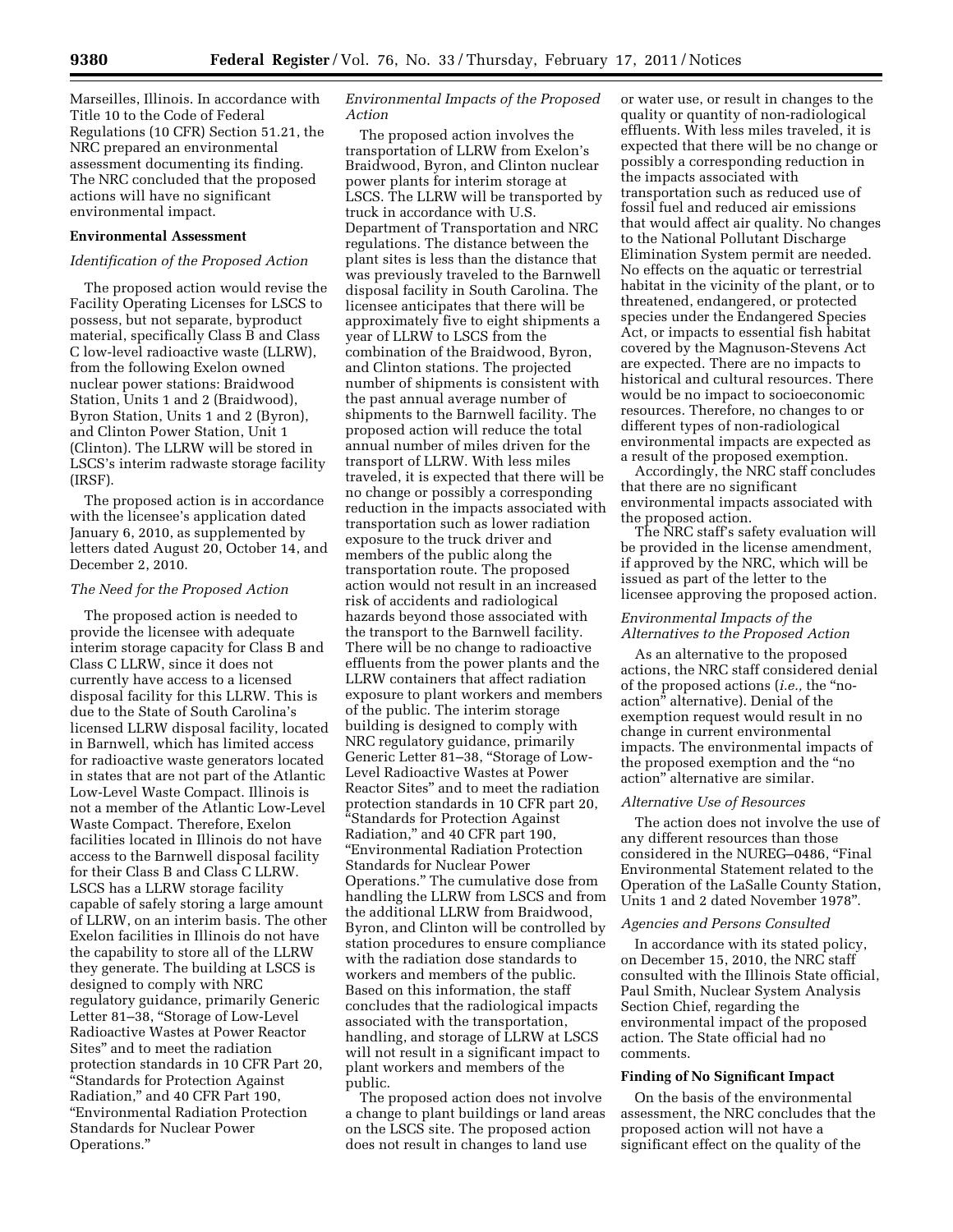Marseilles, Illinois. In accordance with Title 10 to the Code of Federal Regulations (10 CFR) Section 51.21, the NRC prepared an environmental assessment documenting its finding. The NRC concluded that the proposed actions will have no significant environmental impact.

**Environmental Assessment**

*Identification of the Proposed Action*

The proposed action would revise the Facility Operating Licenses for LSCS to possess, but not separate, byproduct material, specifically Class B and Class C low-level radioactive waste (LLRW), from the following Exelon owned nuclear power stations: Braidwood Station, Units 1 and 2 (Braidwood), Byron Station, Units 1 and 2 (Byron), and Clinton Power Station, Unit 1 (Clinton). The LLRW will be stored in LSCS's interim radwaste storage facility (IRSF).

The proposed action is in accordance with the licensee's application dated January 6, 2010, as supplemented by letters dated August 20, October 14, and December 2, 2010.

*The Need for the Proposed Action*

The proposed action is needed to provide the licensee with adequate interim storage capacity for Class B and Class C LLRW, since it does not currently have access to a licensed disposal facility for this LLRW. This is due to the State of South Carolina's licensed LLRW disposal facility, located in Barnwell, which has limited access for radioactive waste generators located in states that are not part of the Atlantic Low-Level Waste Compact. Illinois is not a member of the Atlantic Low-Level Waste Compact. Therefore, Exelon facilities located in Illinois do not have access to the Barnwell disposal facility for their Class B and Class C LLRW. LSCS has a LLRW storage facility capable of safely storing a large amount of LLRW, on an interim basis. The other Exelon facilities in Illinois do not have the capability to store all of the LLRW they generate. The building at LSCS is designed to comply with NRC regulatory guidance, primarily Generic Letter 81–38, "Storage of Low-Level Radioactive Wastes at Power Reactor Sites" and to meet the radiation protection standards in 10 CFR Part 20, "Standards for Protection Against Radiation," and 40 CFR Part 190, "Environmental Radiation Protection Standards for Nuclear Power Operations."

*Environmental Impacts of the Proposed Action*

The proposed action involves the transportation of LLRW from Exelon's Braidwood, Byron, and Clinton nuclear power plants for interim storage at LSCS. The LLRW will be transported by truck in accordance with U.S. Department of Transportation and NRC regulations. The distance between the plant sites is less than the distance that was previously traveled to the Barnwell disposal facility in South Carolina. The licensee anticipates that there will be approximately five to eight shipments a year of LLRW to LSCS from the combination of the Braidwood, Byron, and Clinton stations. The projected number of shipments is consistent with the past annual average number of shipments to the Barnwell facility. The proposed action will reduce the total annual number of miles driven for the transport of LLRW. With less miles traveled, it is expected that there will be no change or possibly a corresponding reduction in the impacts associated with transportation such as lower radiation exposure to the truck driver and members of the public along the transportation route. The proposed action would not result in an increased risk of accidents and radiological hazards beyond those associated with the transport to the Barnwell facility. There will be no change to radioactive effluents from the power plants and the LLRW containers that affect radiation exposure to plant workers and members of the public. The interim storage building is designed to comply with NRC regulatory guidance, primarily Generic Letter 81–38, "Storage of Low-Level Radioactive Wastes at Power Reactor Sites" and to meet the radiation protection standards in 10 CFR part 20, "Standards for Protection Against Radiation," and 40 CFR part 190, "Environmental Radiation Protection Standards for Nuclear Power Operations." The cumulative dose from handling the LLRW from LSCS and from the additional LLRW from Braidwood, Byron, and Clinton will be controlled by station procedures to ensure compliance with the radiation dose standards to workers and members of the public. Based on this information, the staff concludes that the radiological impacts associated with the transportation, handling, and storage of LLRW at LSCS will not result in a significant impact to plant workers and members of the public.

The proposed action does not involve a change to plant buildings or land areas on the LSCS site. The proposed action does not result in changes to land use or water use, or result in changes to the quality or quantity of non-radiological effluents. With less miles traveled, it is expected that there will be no change or possibly a corresponding reduction in the impacts associated with transportation such as reduced use of fossil fuel and reduced air emissions that would affect air quality. No changes to the National Pollutant Discharge Elimination System permit are needed. No effects on the aquatic or terrestrial habitat in the vicinity of the plant, or to threatened, endangered, or protected species under the Endangered Species Act, or impacts to essential fish habitat covered by the Magnuson-Stevens Act are expected. There are no impacts to historical and cultural resources. There would be no impact to socioeconomic resources. Therefore, no changes to or different types of non-radiological environmental impacts are expected as a result of the proposed exemption.

Accordingly, the NRC staff concludes that there are no significant environmental impacts associated with the proposed action.

The NRC staff's safety evaluation will be provided in the license amendment, if approved by the NRC, which will be issued as part of the letter to the licensee approving the proposed action.

*Environmental Impacts of the Alternatives to the Proposed Action*

As an alternative to the proposed actions, the NRC staff considered denial of the proposed actions (*i.e.,* the "no-action" alternative). Denial of the exemption request would result in no change in current environmental impacts. The environmental impacts of the proposed exemption and the "no action" alternative are similar.

*Alternative Use of Resources*

The action does not involve the use of any different resources than those considered in the NUREG–0486, "Final Environmental Statement related to the Operation of the LaSalle County Station, Units 1 and 2 dated November 1978".

*Agencies and Persons Consulted*

In accordance with its stated policy, on December 15, 2010, the NRC staff consulted with the Illinois State official, Paul Smith, Nuclear System Analysis Section Chief, regarding the environmental impact of the proposed action. The State official had no comments.

**Finding of No Significant Impact**

On the basis of the environmental assessment, the NRC concludes that the proposed action will not have a significant effect on the quality of the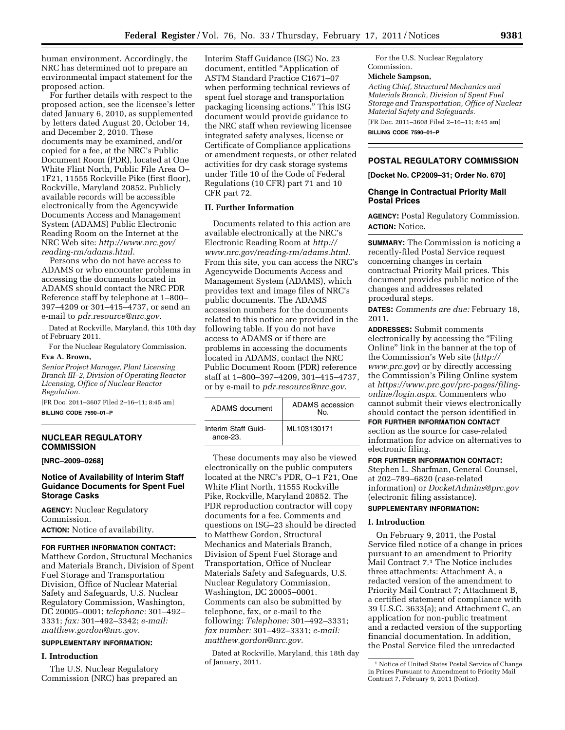human environment. Accordingly, the NRC has determined not to prepare an environmental impact statement for the proposed action.

For further details with respect to the proposed action, see the licensee's letter dated January 6, 2010, as supplemented by letters dated August 20, October 14, and December 2, 2010. These documents may be examined, and/or copied for a fee, at the NRC's Public Document Room (PDR), located at One White Flint North, Public File Area O–1F21, 11555 Rockville Pike (first floor), Rockville, Maryland 20852. Publicly available records will be accessible electronically from the Agencywide Documents Access and Management System (ADAMS) Public Electronic Reading Room on the Internet at the NRC Web site: *http://www.nrc.gov/reading-rm/adams.html.*

Persons who do not have access to ADAMS or who encounter problems in accessing the documents located in ADAMS should contact the NRC PDR Reference staff by telephone at 1–800–397–4209 or 301–415–4737, or send an e-mail to *pdr.resource@nrc.gov.*

Dated at Rockville, Maryland, this 10th day of February 2011.

For the Nuclear Regulatory Commission.

**Eva A. Brown,**

*Senior Project Manager, Plant Licensing Branch III–2, Division of Operating Reactor Licensing, Office of Nuclear Reactor Regulation.*

[FR Doc. 2011–3607 Filed 2–16–11; 8:45 am]

**BILLING CODE 7590–01–P**

## NUCLEAR REGULATORY COMMISSION

**[NRC–2009–0268]**

### Notice of Availability of Interim Staff Guidance Documents for Spent Fuel Storage Casks

**AGENCY:** Nuclear Regulatory Commission.

**ACTION:** Notice of availability.

**FOR FURTHER INFORMATION CONTACT:** Matthew Gordon, Structural Mechanics and Materials Branch, Division of Spent Fuel Storage and Transportation Division, Office of Nuclear Material Safety and Safeguards, U.S. Nuclear Regulatory Commission, Washington, DC 20005–0001; *telephone:* 301–492–3331; *fax:* 301–492–3342; *e-mail: matthew.gordon@nrc.gov.*

**SUPPLEMENTARY INFORMATION:**

#### I. Introduction

The U.S. Nuclear Regulatory Commission (NRC) has prepared an Interim Staff Guidance (ISG) No. 23 document, entitled "Application of ASTM Standard Practice C1671–07 when performing technical reviews of spent fuel storage and transportation packaging licensing actions." This ISG document would provide guidance to the NRC staff when reviewing licensee integrated safety analyses, license or Certificate of Compliance applications or amendment requests, or other related activities for dry cask storage systems under Title 10 of the Code of Federal Regulations (10 CFR) part 71 and 10 CFR part 72.

#### II. Further Information

Documents related to this action are available electronically at the NRC's Electronic Reading Room at *http://www.nrc.gov/reading-rm/adams.html.* From this site, you can access the NRC's Agencywide Documents Access and Management System (ADAMS), which provides text and image files of NRC's public documents. The ADAMS accession numbers for the documents related to this notice are provided in the following table. If you do not have access to ADAMS or if there are problems in accessing the documents located in ADAMS, contact the NRC Public Document Room (PDR) reference staff at 1–800–397–4209, 301–415–4737, or by e-mail to *pdr.resource@nrc.gov.*

| ADAMS document | ADAMS accession No. |
|---|---|
| Interim Staff Guidance-23. | ML103130171 |

These documents may also be viewed electronically on the public computers located at the NRC's PDR, O–1 F21, One White Flint North, 11555 Rockville Pike, Rockville, Maryland 20852. The PDR reproduction contractor will copy documents for a fee. Comments and questions on ISG–23 should be directed to Matthew Gordon, Structural Mechanics and Materials Branch, Division of Spent Fuel Storage and Transportation, Office of Nuclear Materials Safety and Safeguards, U.S. Nuclear Regulatory Commission, Washington, DC 20005–0001. Comments can also be submitted by telephone, fax, or e-mail to the following: *Telephone:* 301–492–3331; *fax number:* 301–492–3331; *e-mail: matthew.gordon@nrc.gov.*

Dated at Rockville, Maryland, this 18th day of January, 2011.

For the U.S. Nuclear Regulatory Commission.

**Michele Sampson,**

*Acting Chief, Structural Mechanics and Materials Branch, Division of Spent Fuel Storage and Transportation, Office of Nuclear Material Safety and Safeguards.*

[FR Doc. 2011–3608 Filed 2–16–11; 8:45 am]

**BILLING CODE 7590–01–P**

## POSTAL REGULATORY COMMISSION

**[Docket No. CP2009–31; Order No. 670]**

### Change in Contractual Priority Mail Postal Prices

**AGENCY:** Postal Regulatory Commission.

**ACTION:** Notice.

**SUMMARY:** The Commission is noticing a recently-filed Postal Service request concerning changes in certain contractual Priority Mail prices. This document provides public notice of the changes and addresses related procedural steps.

**DATES:** *Comments are due:* February 18, 2011.

**ADDRESSES:** Submit comments electronically by accessing the "Filing Online" link in the banner at the top of the Commission's Web site (*http://www.prc.gov*) or by directly accessing the Commission's Filing Online system at *https://www.prc.gov/prc-pages/filing-online/login.aspx.* Commenters who cannot submit their views electronically should contact the person identified in **FOR FURTHER INFORMATION CONTACT** section as the source for case-related information for advice on alternatives to electronic filing.

**FOR FURTHER INFORMATION CONTACT:** Stephen L. Sharfman, General Counsel, at 202–789–6820 (case-related information) or *DocketAdmins@prc.gov* (electronic filing assistance).

**SUPPLEMENTARY INFORMATION:**

#### I. Introduction

On February 9, 2011, the Postal Service filed notice of a change in prices pursuant to an amendment to Priority Mail Contract 7.[1] The Notice includes three attachments: Attachment A, a redacted version of the amendment to Priority Mail Contract 7; Attachment B, a certified statement of compliance with 39 U.S.C. 3633(a); and Attachment C, an application for non-public treatment and a redacted version of the supporting financial documentation. In addition, the Postal Service filed the unredacted

[1] Notice of United States Postal Service of Change in Prices Pursuant to Amendment to Priority Mail Contract 7, February 9, 2011 (Notice).